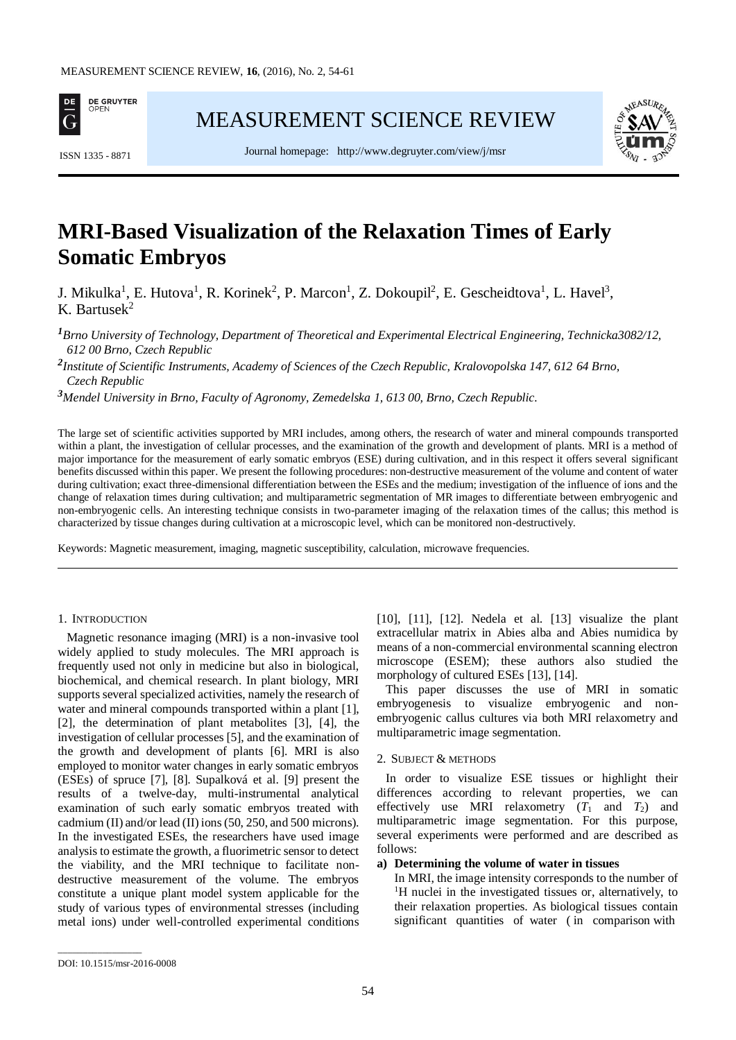# MRI-Based Visualization of the Relaxation Times of Early Somatic Embryos

J. Mikulka[1], E. Hutova[1], R. Korinek[2], P. Marcon[1], Z. Dokoupil[2], E. Gescheidtova[1], L. Havel[3], K. Bartusek[2]

*[1]Brno University of Technology, Department of Theoretical and Experimental Electrical Engineering, Technicka3082/12, 612 00 Brno, Czech Republic*

*[2]Institute of Scientific Instruments, Academy of Sciences of the Czech Republic, Kralovopolska 147, 612 64 Brno, Czech Republic*

*[3]Mendel University in Brno, Faculty of Agronomy, Zemedelska 1, 613 00, Brno, Czech Republic.*

The large set of scientific activities supported by MRI includes, among others, the research of water and mineral compounds transported within a plant, the investigation of cellular processes, and the examination of the growth and development of plants. MRI is a method of major importance for the measurement of early somatic embryos (ESE) during cultivation, and in this respect it offers several significant benefits discussed within this paper. We present the following procedures: non-destructive measurement of the volume and content of water during cultivation; exact three-dimensional differentiation between the ESEs and the medium; investigation of the influence of ions and the change of relaxation times during cultivation; and multiparametric segmentation of MR images to differentiate between embryogenic and non-embryogenic cells. An interesting technique consists in two-parameter imaging of the relaxation times of the callus; this method is characterized by tissue changes during cultivation at a microscopic level, which can be monitored non-destructively.

Keywords: Magnetic measurement, imaging, magnetic susceptibility, calculation, microwave frequencies.

## 1. Introduction

Magnetic resonance imaging (MRI) is a non-invasive tool widely applied to study molecules. The MRI approach is frequently used not only in medicine but also in biological, biochemical, and chemical research. In plant biology, MRI supports several specialized activities, namely the research of water and mineral compounds transported within a plant [1], [2], the determination of plant metabolites [3], [4], the investigation of cellular processes [5], and the examination of the growth and development of plants [6]. MRI is also employed to monitor water changes in early somatic embryos (ESEs) of spruce [7], [8]. Supalková et al. [9] present the results of a twelve-day, multi-instrumental analytical examination of such early somatic embryos treated with cadmium (II) and/or lead (II) ions (50, 250, and 500 microns). In the investigated ESEs, the researchers have used image analysis to estimate the growth, a fluorimetric sensor to detect the viability, and the MRI technique to facilitate non-destructive measurement of the volume. The embryos constitute a unique plant model system applicable for the study of various types of environmental stresses (including metal ions) under well-controlled experimental conditions [10], [11], [12]. Nedela et al. [13] visualize the plant extracellular matrix in Abies alba and Abies numidica by means of a non-commercial environmental scanning electron microscope (ESEM); these authors also studied the morphology of cultured ESEs [13], [14].

This paper discusses the use of MRI in somatic embryogenesis to visualize embryogenic and non-embryogenic callus cultures via both MRI relaxometry and multiparametric image segmentation.

## 2. Subject & methods

In order to visualize ESE tissues or highlight their differences according to relevant properties, we can effectively use MRI relaxometry ($T_1$ and $T_2$) and multiparametric image segmentation. For this purpose, several experiments were performed and are described as follows:

**a) Determining the volume of water in tissues**

In MRI, the image intensity corresponds to the number of $^1$H nuclei in the investigated tissues or, alternatively, to their relaxation properties. As biological tissues contain significant quantities of water ( in comparison with

DOI: 10.1515/msr-2016-0008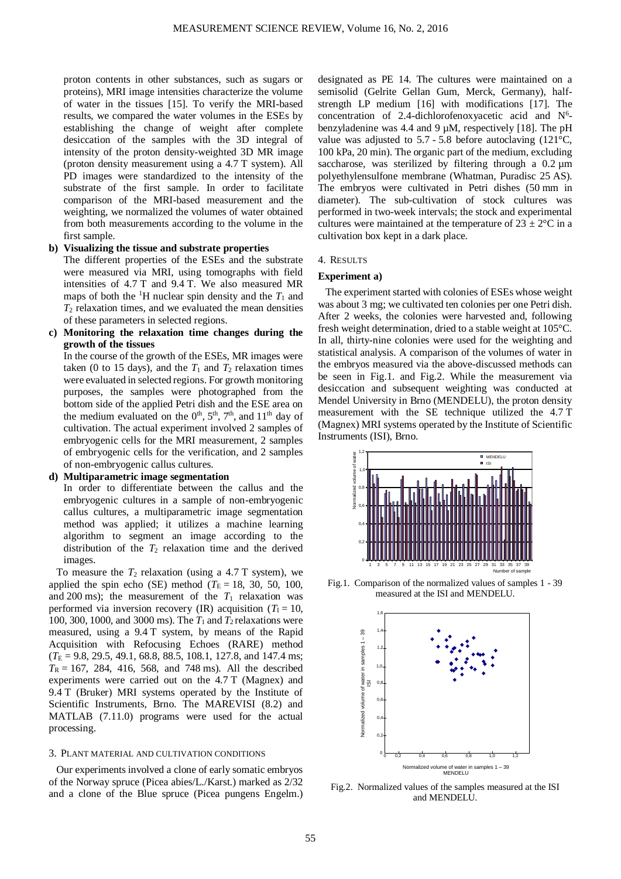proton contents in other substances, such as sugars or proteins), MRI image intensities characterize the volume of water in the tissues [15]. To verify the MRI-based results, we compared the water volumes in the ESEs by establishing the change of weight after complete desiccation of the samples with the 3D integral of intensity of the proton density-weighted 3D MR image (proton density measurement using a 4.7 T system). All PD images were standardized to the intensity of the substrate of the first sample. In order to facilitate comparison of the MRI-based measurement and the weighting, we normalized the volumes of water obtained from both measurements according to the volume in the first sample.

**b) Visualizing the tissue and substrate properties**

The different properties of the ESEs and the substrate were measured via MRI, using tomographs with field intensities of 4.7 T and 9.4 T. We also measured MR maps of both the $^1$H nuclear spin density and the $T_1$ and $T_2$ relaxation times, and we evaluated the mean densities of these parameters in selected regions.

**c) Monitoring the relaxation time changes during the growth of the tissues**

In the course of the growth of the ESEs, MR images were taken (0 to 15 days), and the $T_1$ and $T_2$ relaxation times were evaluated in selected regions. For growth monitoring purposes, the samples were photographed from the bottom side of the applied Petri dish and the ESE area on the medium evaluated on the $0^{th}$, $5^{th}$, $7^{th}$, and $11^{th}$ day of cultivation. The actual experiment involved 2 samples of embryogenic cells for the MRI measurement, 2 samples of embryogenic cells for the verification, and 2 samples of non-embryogenic callus cultures.

**d) Multiparametric image segmentation**

In order to differentiate between the callus and the embryogenic cultures in a sample of non-embryogenic callus cultures, a multiparametric image segmentation method was applied; it utilizes a machine learning algorithm to segment an image according to the distribution of the $T_2$ relaxation time and the derived images.

To measure the $T_2$ relaxation (using a 4.7 T system), we applied the spin echo (SE) method ($T_E$ = 18, 30, 50, 100, and 200 ms); the measurement of the $T_1$ relaxation was performed via inversion recovery (IR) acquisition ($T_I$ = 10, 100, 300, 1000, and 3000 ms). The $T_1$ and $T_2$ relaxations were measured, using a 9.4 T system, by means of the Rapid Acquisition with Refocusing Echoes (RARE) method ($T_E$ = 9.8, 29.5, 49.1, 68.8, 88.5, 108.1, 127.8, and 147.4 ms; $T_R$ = 167, 284, 416, 568, and 748 ms). All the described experiments were carried out on the 4.7 T (Magnex) and 9.4 T (Bruker) MRI systems operated by the Institute of Scientific Instruments, Brno. The MAREVISI (8.2) and MATLAB (7.11.0) programs were used for the actual processing.

## 3. Plant material and cultivation conditions

Our experiments involved a clone of early somatic embryos of the Norway spruce (Picea abies/L./Karst.) marked as 2/32 and a clone of the Blue spruce (Picea pungens Engelm.) designated as PE 14. The cultures were maintained on a semisolid (Gelrite Gellan Gum, Merck, Germany), half-strength LP medium [16] with modifications [17]. The concentration of 2.4-dichlorofenoxyacetic acid and $N^6$-benzyladenine was 4.4 and 9 µM, respectively [18]. The pH value was adjusted to 5.7 - 5.8 before autoclaving (121°C, 100 kPa, 20 min). The organic part of the medium, excluding saccharose, was sterilized by filtering through a 0.2 µm polyethylensulfone membrane (Whatman, Puradisc 25 AS). The embryos were cultivated in Petri dishes (50 mm in diameter). The sub-cultivation of stock cultures was performed in two-week intervals; the stock and experimental cultures were maintained at the temperature of 23 ± 2°C in a cultivation box kept in a dark place.

## 4. Results

**Experiment a)**

The experiment started with colonies of ESEs whose weight was about 3 mg; we cultivated ten colonies per one Petri dish. After 2 weeks, the colonies were harvested and, following fresh weight determination, dried to a stable weight at 105°C. In all, thirty-nine colonies were used for the weighting and statistical analysis. A comparison of the volumes of water in the embryos measured via the above-discussed methods can be seen in Fig.1. and Fig.2. While the measurement via desiccation and subsequent weighting was conducted at Mendel University in Brno (MENDELU), the proton density measurement with the SE technique utilized the 4.7 T (Magnex) MRI systems operated by the Institute of Scientific Instruments (ISI), Brno.

Fig.1. Comparison of the normalized values of samples 1 - 39 measured at the ISI and MENDELU.

Fig.2. Normalized values of the samples measured at the ISI and MENDELU.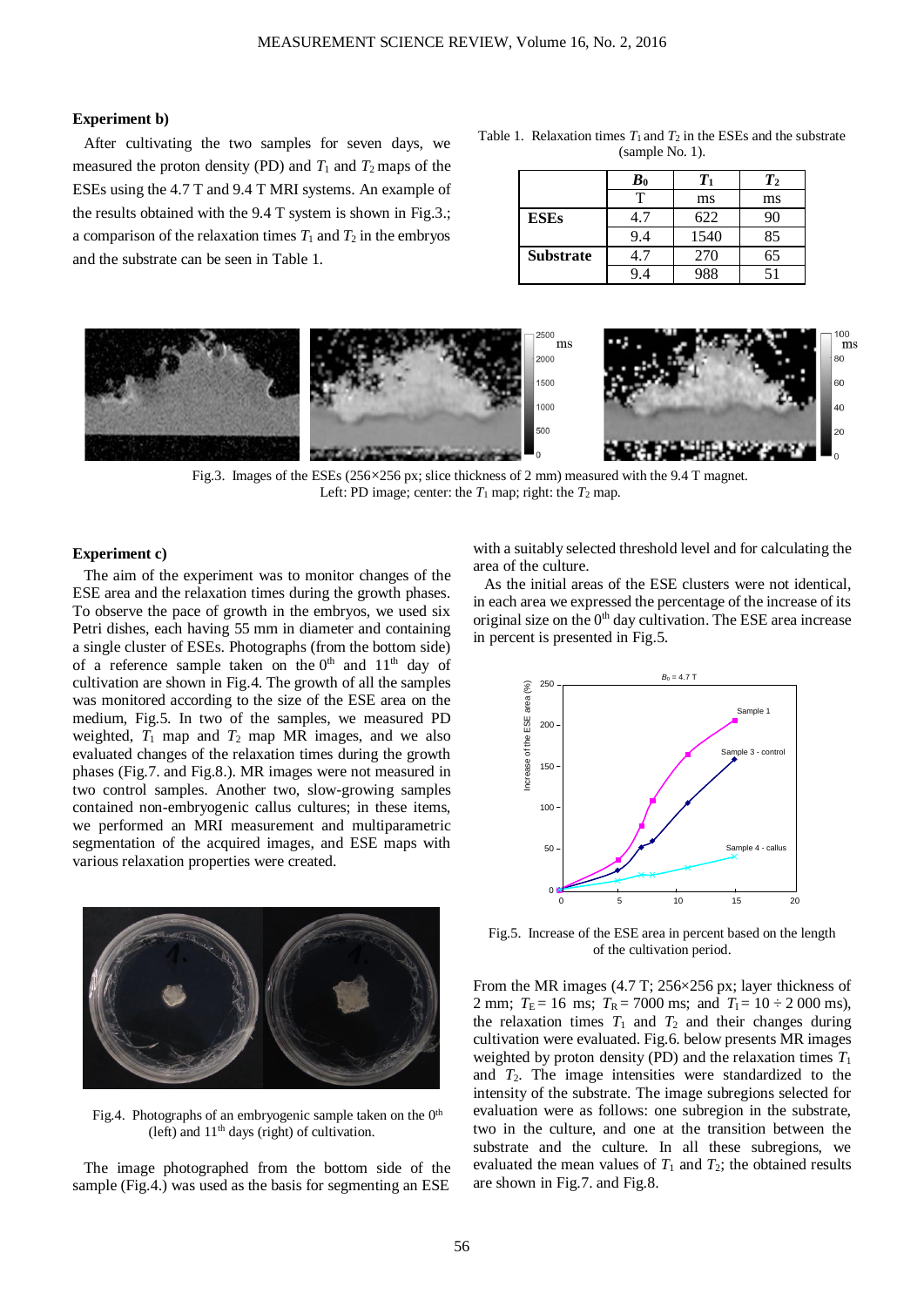### Experiment b)

After cultivating the two samples for seven days, we measured the proton density (PD) and $T_1$ and $T_2$ maps of the ESEs using the 4.7 T and 9.4 T MRI systems. An example of the results obtained with the 9.4 T system is shown in Fig.3.; a comparison of the relaxation times $T_1$ and $T_2$ in the embryos and the substrate can be seen in Table 1.

Table 1. Relaxation times $T_1$ and $T_2$ in the ESEs and the substrate (sample No. 1).

| | $B_0$ | $T_1$ | $T_2$ |
|---|---|---|---|
| | T | ms | ms |
| **ESEs** | 4.7 | 622 | 90 |
| | 9.4 | 1540 | 85 |
| **Substrate** | 4.7 | 270 | 65 |
| | 9.4 | 988 | 51 |

Fig.3. Images of the ESEs (256×256 px; slice thickness of 2 mm) measured with the 9.4 T magnet. Left: PD image; center: the $T_1$ map; right: the $T_2$ map.

### Experiment c)

The aim of the experiment was to monitor changes of the ESE area and the relaxation times during the growth phases. To observe the pace of growth in the embryos, we used six Petri dishes, each having 55 mm in diameter and containing a single cluster of ESEs. Photographs (from the bottom side) of a reference sample taken on the 0th and 11th day of cultivation are shown in Fig.4. The growth of all the samples was monitored according to the size of the ESE area on the medium, Fig.5. In two of the samples, we measured PD weighted, $T_1$ map and $T_2$ map MR images, and we also evaluated changes of the relaxation times during the growth phases (Fig.7. and Fig.8.). MR images were not measured in two control samples. Another two, slow-growing samples contained non-embryogenic callus cultures; in these items, we performed an MRI measurement and multiparametric segmentation of the acquired images, and ESE maps with various relaxation properties were created.

Fig.4. Photographs of an embryogenic sample taken on the 0th (left) and 11th days (right) of cultivation.

The image photographed from the bottom side of the sample (Fig.4.) was used as the basis for segmenting an ESE with a suitably selected threshold level and for calculating the area of the culture.

As the initial areas of the ESE clusters were not identical, in each area we expressed the percentage of the increase of its original size on the 0th day cultivation. The ESE area increase in percent is presented in Fig.5.

Fig.5. Increase of the ESE area in percent based on the length of the cultivation period.

From the MR images (4.7 T; 256×256 px; layer thickness of 2 mm; $T_E$ = 16 ms; $T_R$ = 7000 ms; and $T_I$ = 10 ÷ 2 000 ms), the relaxation times $T_1$ and $T_2$ and their changes during cultivation were evaluated. Fig.6. below presents MR images weighted by proton density (PD) and the relaxation times $T_1$ and $T_2$. The image intensities were standardized to the intensity of the substrate. The image subregions selected for evaluation were as follows: one subregion in the substrate, two in the culture, and one at the transition between the substrate and the culture. In all these subregions, we evaluated the mean values of $T_1$ and $T_2$; the obtained results are shown in Fig.7. and Fig.8.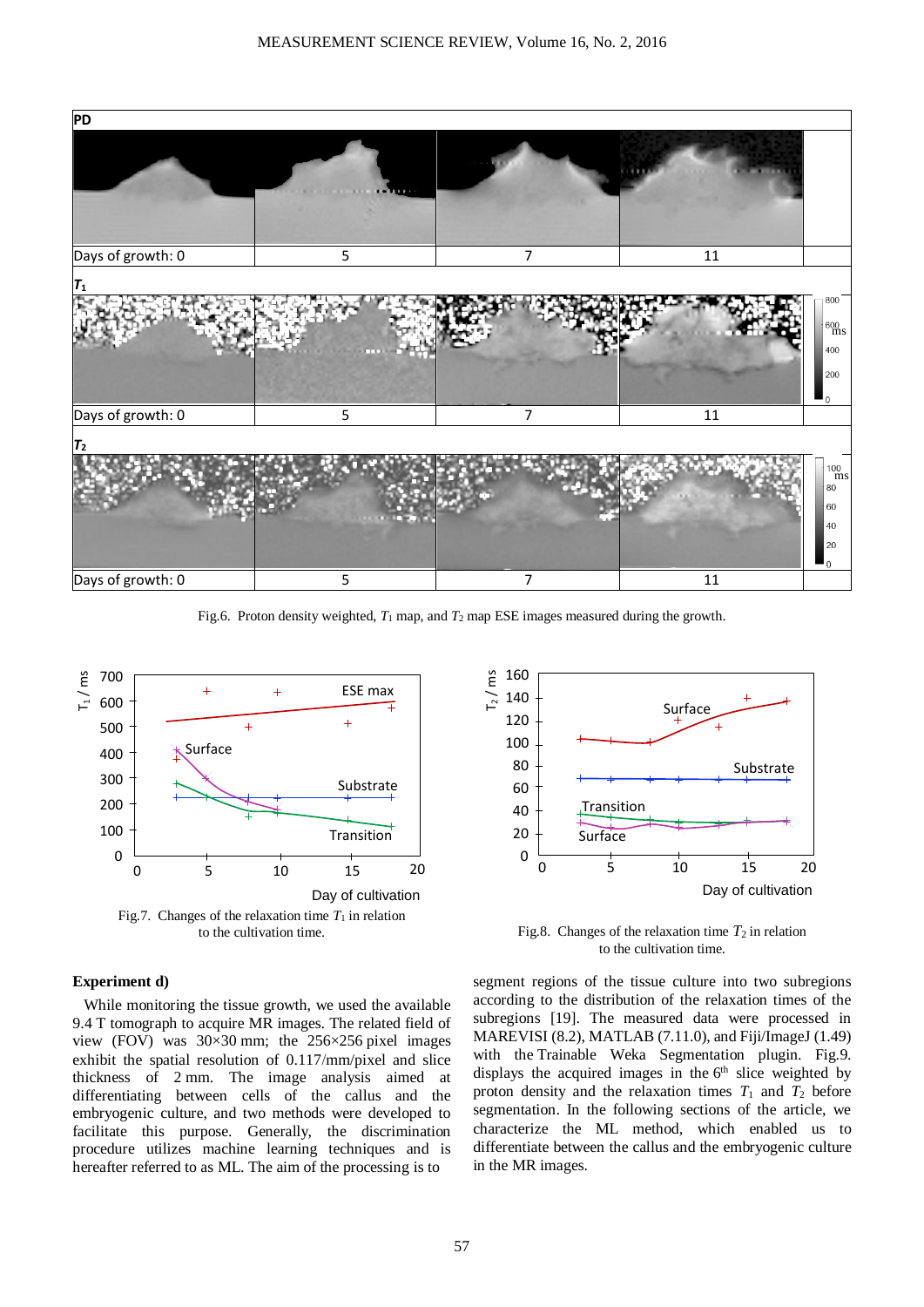Fig.6. Proton density weighted, $T_1$ map, and $T_2$ map ESE images measured during the growth.

Fig.7. Changes of the relaxation time $T_1$ in relation to the cultivation time.

Fig.8. Changes of the relaxation time $T_2$ in relation to the cultivation time.

### Experiment d)

While monitoring the tissue growth, we used the available 9.4 T tomograph to acquire MR images. The related field of view (FOV) was 30×30 mm; the 256×256 pixel images exhibit the spatial resolution of 0.117/mm/pixel and slice thickness of 2 mm. The image analysis aimed at differentiating between cells of the callus and the embryogenic culture, and two methods were developed to facilitate this purpose. Generally, the discrimination procedure utilizes machine learning techniques and is hereafter referred to as ML. The aim of the processing is to segment regions of the tissue culture into two subregions according to the distribution of the relaxation times of the subregions [19]. The measured data were processed in MAREVISI (8.2), MATLAB (7.11.0), and Fiji/ImageJ (1.49) with the Trainable Weka Segmentation plugin. Fig.9. displays the acquired images in the 6th slice weighted by proton density and the relaxation times $T_1$ and $T_2$ before segmentation. In the following sections of the article, we characterize the ML method, which enabled us to differentiate between the callus and the embryogenic culture in the MR images.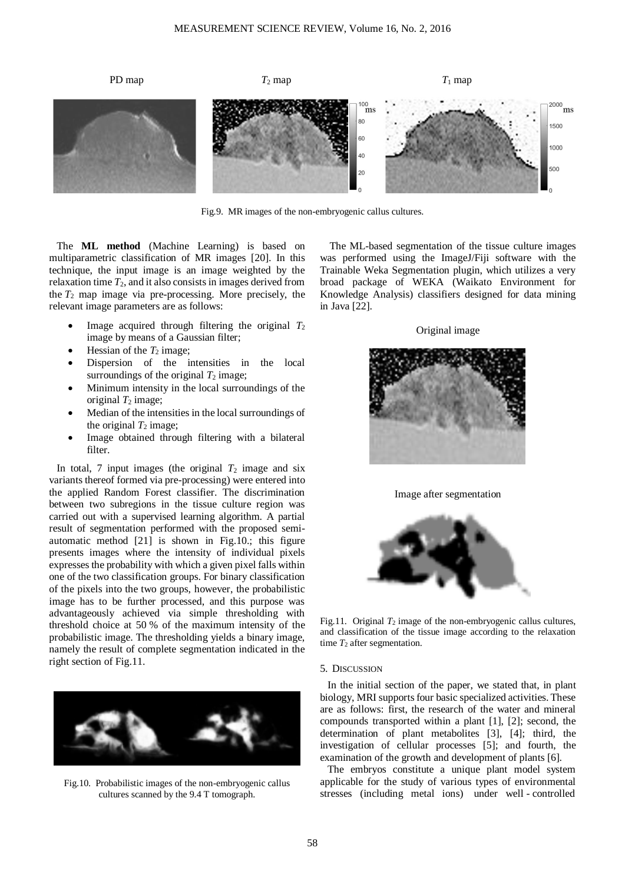Fig.9. MR images of the non-embryogenic callus cultures.

The **ML method** (Machine Learning) is based on multiparametric classification of MR images [20]. In this technique, the input image is an image weighted by the relaxation time $T_2$, and it also consists in images derived from the $T_2$ map image via pre-processing. More precisely, the relevant image parameters are as follows:

- Image acquired through filtering the original $T_2$ image by means of a Gaussian filter;
- Hessian of the $T_2$ image;
- Dispersion of the intensities in the local surroundings of the original $T_2$ image;
- Minimum intensity in the local surroundings of the original $T_2$ image;
- Median of the intensities in the local surroundings of the original $T_2$ image;
- Image obtained through filtering with a bilateral filter.

In total, 7 input images (the original $T_2$ image and six variants thereof formed via pre-processing) were entered into the applied Random Forest classifier. The discrimination between two subregions in the tissue culture region was carried out with a supervised learning algorithm. A partial result of segmentation performed with the proposed semi-automatic method [21] is shown in Fig.10.; this figure presents images where the intensity of individual pixels expresses the probability with which a given pixel falls within one of the two classification groups. For binary classification of the pixels into the two groups, however, the probabilistic image has to be further processed, and this purpose was advantageously achieved via simple thresholding with threshold choice at 50 % of the maximum intensity of the probabilistic image. The thresholding yields a binary image, namely the result of complete segmentation indicated in the right section of Fig.11.

Fig.10. Probabilistic images of the non-embryogenic callus cultures scanned by the 9.4 T tomograph.

The ML-based segmentation of the tissue culture images was performed using the ImageJ/Fiji software with the Trainable Weka Segmentation plugin, which utilizes a very broad package of WEKA (Waikato Environment for Knowledge Analysis) classifiers designed for data mining in Java [22].

Fig.11. Original $T_2$ image of the non-embryogenic callus cultures, and classification of the tissue image according to the relaxation time $T_2$ after segmentation.

## 5. Discussion

In the initial section of the paper, we stated that, in plant biology, MRI supports four basic specialized activities. These are as follows: first, the research of the water and mineral compounds transported within a plant [1], [2]; second, the determination of plant metabolites [3], [4]; third, the investigation of cellular processes [5]; and fourth, the examination of the growth and development of plants [6].

The embryos constitute a unique plant model system applicable for the study of various types of environmental stresses (including metal ions) under well - controlled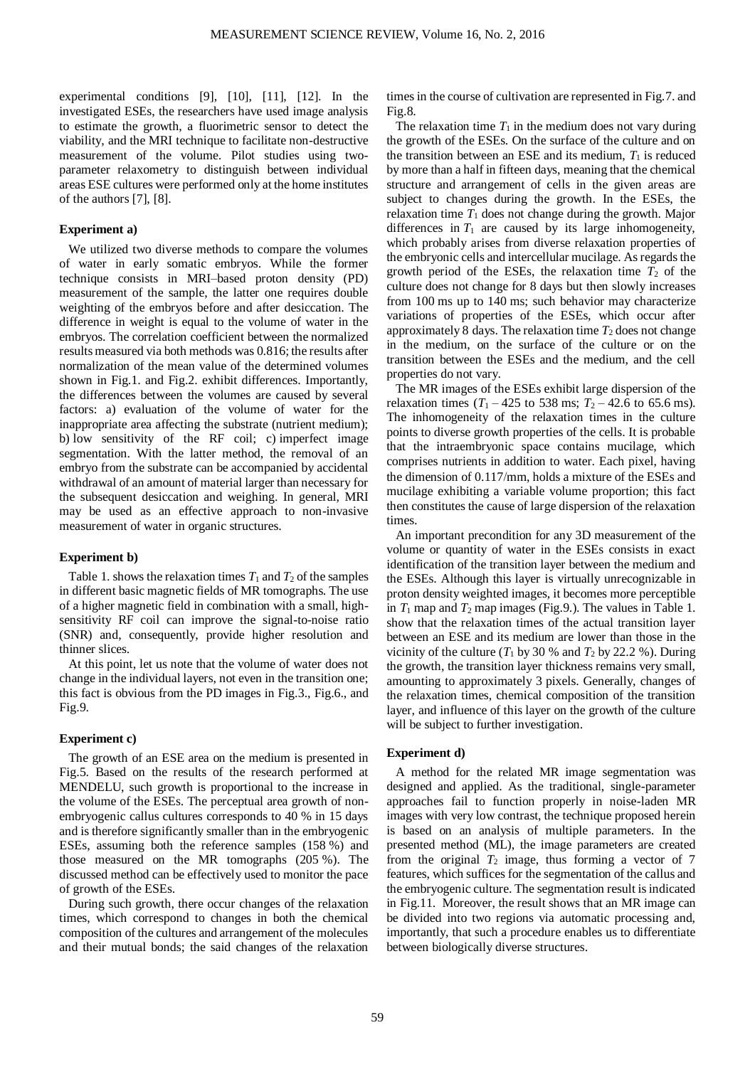experimental conditions [9], [10], [11], [12]. In the investigated ESEs, the researchers have used image analysis to estimate the growth, a fluorimetric sensor to detect the viability, and the MRI technique to facilitate non-destructive measurement of the volume. Pilot studies using two-parameter relaxometry to distinguish between individual areas ESE cultures were performed only at the home institutes of the authors [7], [8].

**Experiment a)**

We utilized two diverse methods to compare the volumes of water in early somatic embryos. While the former technique consists in MRI–based proton density (PD) measurement of the sample, the latter one requires double weighting of the embryos before and after desiccation. The difference in weight is equal to the volume of water in the embryos. The correlation coefficient between the normalized results measured via both methods was 0.816; the results after normalization of the mean value of the determined volumes shown in Fig.1. and Fig.2. exhibit differences. Importantly, the differences between the volumes are caused by several factors: a) evaluation of the volume of water for the inappropriate area affecting the substrate (nutrient medium); b) low sensitivity of the RF coil; c) imperfect image segmentation. With the latter method, the removal of an embryo from the substrate can be accompanied by accidental withdrawal of an amount of material larger than necessary for the subsequent desiccation and weighing. In general, MRI may be used as an effective approach to non-invasive measurement of water in organic structures.

**Experiment b)**

Table 1. shows the relaxation times $T_1$ and $T_2$ of the samples in different basic magnetic fields of MR tomographs. The use of a higher magnetic field in combination with a small, high-sensitivity RF coil can improve the signal-to-noise ratio (SNR) and, consequently, provide higher resolution and thinner slices.

At this point, let us note that the volume of water does not change in the individual layers, not even in the transition one; this fact is obvious from the PD images in Fig.3., Fig.6., and Fig.9.

**Experiment c)**

The growth of an ESE area on the medium is presented in Fig.5. Based on the results of the research performed at MENDELU, such growth is proportional to the increase in the volume of the ESEs. The perceptual area growth of non-embryogenic callus cultures corresponds to 40 % in 15 days and is therefore significantly smaller than in the embryogenic ESEs, assuming both the reference samples (158 %) and those measured on the MR tomographs (205 %). The discussed method can be effectively used to monitor the pace of growth of the ESEs.

During such growth, there occur changes of the relaxation times, which correspond to changes in both the chemical composition of the cultures and arrangement of the molecules and their mutual bonds; the said changes of the relaxation times in the course of cultivation are represented in Fig.7. and Fig.8.

The relaxation time $T_1$ in the medium does not vary during the growth of the ESEs. On the surface of the culture and on the transition between an ESE and its medium, $T_1$ is reduced by more than a half in fifteen days, meaning that the chemical structure and arrangement of cells in the given areas are subject to changes during the growth. In the ESEs, the relaxation time $T_1$ does not change during the growth. Major differences in $T_1$ are caused by its large inhomogeneity, which probably arises from diverse relaxation properties of the embryonic cells and intercellular mucilage. As regards the growth period of the ESEs, the relaxation time $T_2$ of the culture does not change for 8 days but then slowly increases from 100 ms up to 140 ms; such behavior may characterize variations of properties of the ESEs, which occur after approximately 8 days. The relaxation time $T_2$ does not change in the medium, on the surface of the culture or on the transition between the ESEs and the medium, and the cell properties do not vary.

The MR images of the ESEs exhibit large dispersion of the relaxation times ($T_1$ – 425 to 538 ms; $T_2$ – 42.6 to 65.6 ms). The inhomogeneity of the relaxation times in the culture points to diverse growth properties of the cells. It is probable that the intraembryonic space contains mucilage, which comprises nutrients in addition to water. Each pixel, having the dimension of 0.117/mm, holds a mixture of the ESEs and mucilage exhibiting a variable volume proportion; this fact then constitutes the cause of large dispersion of the relaxation times.

An important precondition for any 3D measurement of the volume or quantity of water in the ESEs consists in exact identification of the transition layer between the medium and the ESEs. Although this layer is virtually unrecognizable in proton density weighted images, it becomes more perceptible in $T_1$ map and $T_2$ map images (Fig.9.). The values in Table 1. show that the relaxation times of the actual transition layer between an ESE and its medium are lower than those in the vicinity of the culture ($T_1$ by 30 % and $T_2$ by 22.2 %). During the growth, the transition layer thickness remains very small, amounting to approximately 3 pixels. Generally, changes of the relaxation times, chemical composition of the transition layer, and influence of this layer on the growth of the culture will be subject to further investigation.

**Experiment d)**

A method for the related MR image segmentation was designed and applied. As the traditional, single-parameter approaches fail to function properly in noise-laden MR images with very low contrast, the technique proposed herein is based on an analysis of multiple parameters. In the presented method (ML), the image parameters are created from the original $T_2$ image, thus forming a vector of 7 features, which suffices for the segmentation of the callus and the embryogenic culture. The segmentation result is indicated in Fig.11. Moreover, the result shows that an MR image can be divided into two regions via automatic processing and, importantly, that such a procedure enables us to differentiate between biologically diverse structures.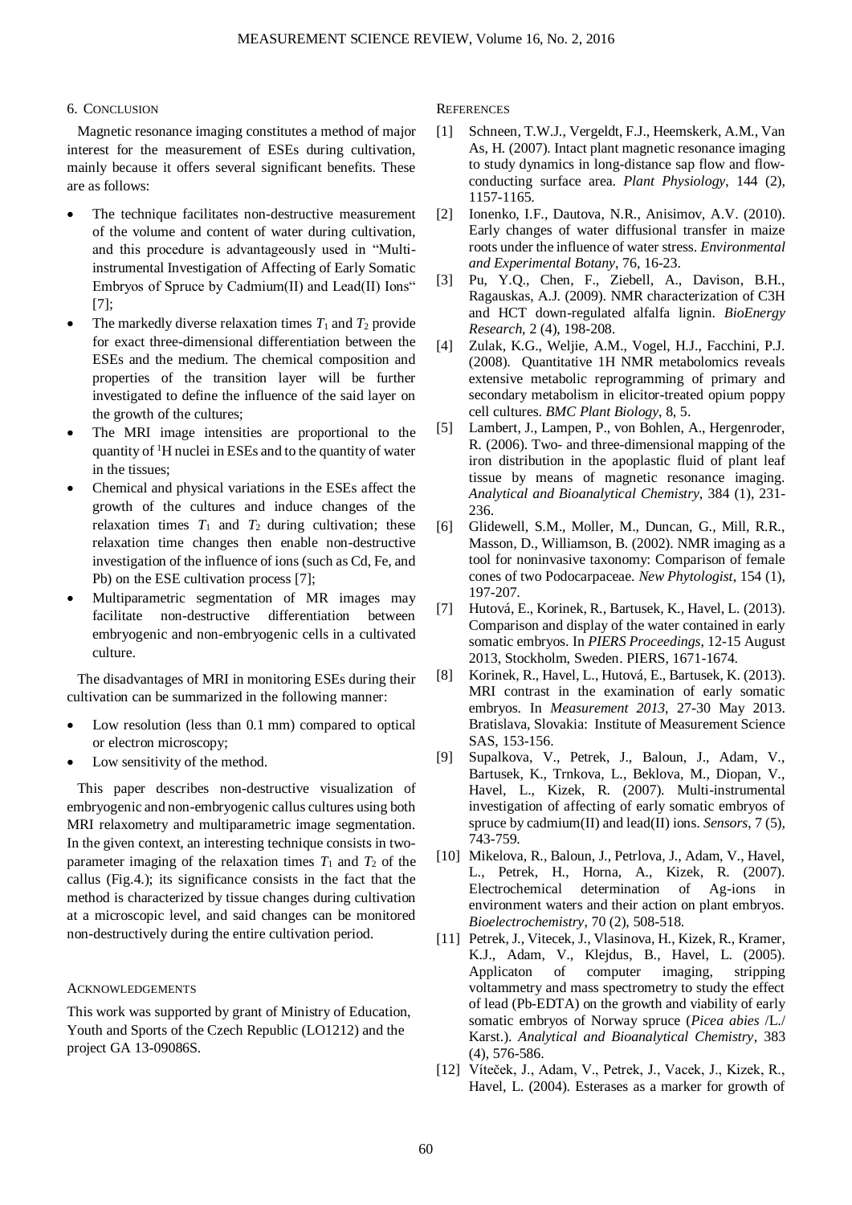## 6. Conclusion

Magnetic resonance imaging constitutes a method of major interest for the measurement of ESEs during cultivation, mainly because it offers several significant benefits. These are as follows:

- The technique facilitates non-destructive measurement of the volume and content of water during cultivation, and this procedure is advantageously used in "Multi-instrumental Investigation of Affecting of Early Somatic Embryos of Spruce by Cadmium(II) and Lead(II) Ions" [7];
- The markedly diverse relaxation times $T_1$ and $T_2$ provide for exact three-dimensional differentiation between the ESEs and the medium. The chemical composition and properties of the transition layer will be further investigated to define the influence of the said layer on the growth of the cultures;
- The MRI image intensities are proportional to the quantity of $^1$H nuclei in ESEs and to the quantity of water in the tissues;
- Chemical and physical variations in the ESEs affect the growth of the cultures and induce changes of the relaxation times $T_1$ and $T_2$ during cultivation; these relaxation time changes then enable non-destructive investigation of the influence of ions (such as Cd, Fe, and Pb) on the ESE cultivation process [7];
- Multiparametric segmentation of MR images may facilitate non-destructive differentiation between embryogenic and non-embryogenic cells in a cultivated culture.

The disadvantages of MRI in monitoring ESEs during their cultivation can be summarized in the following manner:

- Low resolution (less than 0.1 mm) compared to optical or electron microscopy;
- Low sensitivity of the method.

This paper describes non-destructive visualization of embryogenic and non-embryogenic callus cultures using both MRI relaxometry and multiparametric image segmentation. In the given context, an interesting technique consists in two-parameter imaging of the relaxation times $T_1$ and $T_2$ of the callus (Fig.4.); its significance consists in the fact that the method is characterized by tissue changes during cultivation at a microscopic level, and said changes can be monitored non-destructively during the entire cultivation period.

## Acknowledgements

This work was supported by grant of Ministry of Education, Youth and Sports of the Czech Republic (LO1212) and the project GA 13-09086S.

## References

[1] Schneen, T.W.J., Vergeldt, F.J., Heemskerk, A.M., Van As, H. (2007). Intact plant magnetic resonance imaging to study dynamics in long-distance sap flow and flow-conducting surface area. *Plant Physiology*, 144 (2), 1157-1165.

[2] Ionenko, I.F., Dautova, N.R., Anisimov, A.V. (2010). Early changes of water diffusional transfer in maize roots under the influence of water stress. *Environmental and Experimental Botany*, 76, 16-23.

[3] Pu, Y.Q., Chen, F., Ziebell, A., Davison, B.H., Ragauskas, A.J. (2009). NMR characterization of C3H and HCT down-regulated alfalfa lignin. *BioEnergy Research*, 2 (4), 198-208.

[4] Zulak, K.G., Weljie, A.M., Vogel, H.J., Facchini, P.J. (2008). Quantitative 1H NMR metabolomics reveals extensive metabolic reprogramming of primary and secondary metabolism in elicitor-treated opium poppy cell cultures. *BMC Plant Biology*, 8, 5.

[5] Lambert, J., Lampen, P., von Bohlen, A., Hergenroder, R. (2006). Two- and three-dimensional mapping of the iron distribution in the apoplastic fluid of plant leaf tissue by means of magnetic resonance imaging. *Analytical and Bioanalytical Chemistry*, 384 (1), 231-236.

[6] Glidewell, S.M., Moller, M., Duncan, G., Mill, R.R., Masson, D., Williamson, B. (2002). NMR imaging as a tool for noninvasive taxonomy: Comparison of female cones of two Podocarpaceae. *New Phytologist*, 154 (1), 197-207.

[7] Hutová, E., Korinek, R., Bartusek, K., Havel, L. (2013). Comparison and display of the water contained in early somatic embryos. In *PIERS Proceedings*, 12-15 August 2013, Stockholm, Sweden. PIERS, 1671-1674.

[8] Korinek, R., Havel, L., Hutová, E., Bartusek, K. (2013). MRI contrast in the examination of early somatic embryos. In *Measurement 2013*, 27-30 May 2013. Bratislava, Slovakia: Institute of Measurement Science SAS, 153-156.

[9] Supalkova, V., Petrek, J., Baloun, J., Adam, V., Bartusek, K., Trnkova, L., Beklova, M., Diopan, V., Havel, L., Kizek, R. (2007). Multi-instrumental investigation of affecting of early somatic embryos of spruce by cadmium(II) and lead(II) ions. *Sensors*, 7 (5), 743-759.

[10] Mikelova, R., Baloun, J., Petrlova, J., Adam, V., Havel, L., Petrek, H., Horna, A., Kizek, R. (2007). Electrochemical determination of Ag-ions in environment waters and their action on plant embryos. *Bioelectrochemistry*, 70 (2), 508-518.

[11] Petrek, J., Vitecek, J., Vlasinova, H., Kizek, R., Kramer, K.J., Adam, V., Klejdus, B., Havel, L. (2005). Applicaton of computer imaging, stripping voltammetry and mass spectrometry to study the effect of lead (Pb-EDTA) on the growth and viability of early somatic embryos of Norway spruce (*Picea abies* /L./ Karst.). *Analytical and Bioanalytical Chemistry*, 383 (4), 576-586.

[12] Víteček, J., Adam, V., Petrek, J., Vacek, J., Kizek, R., Havel, L. (2004). Esterases as a marker for growth of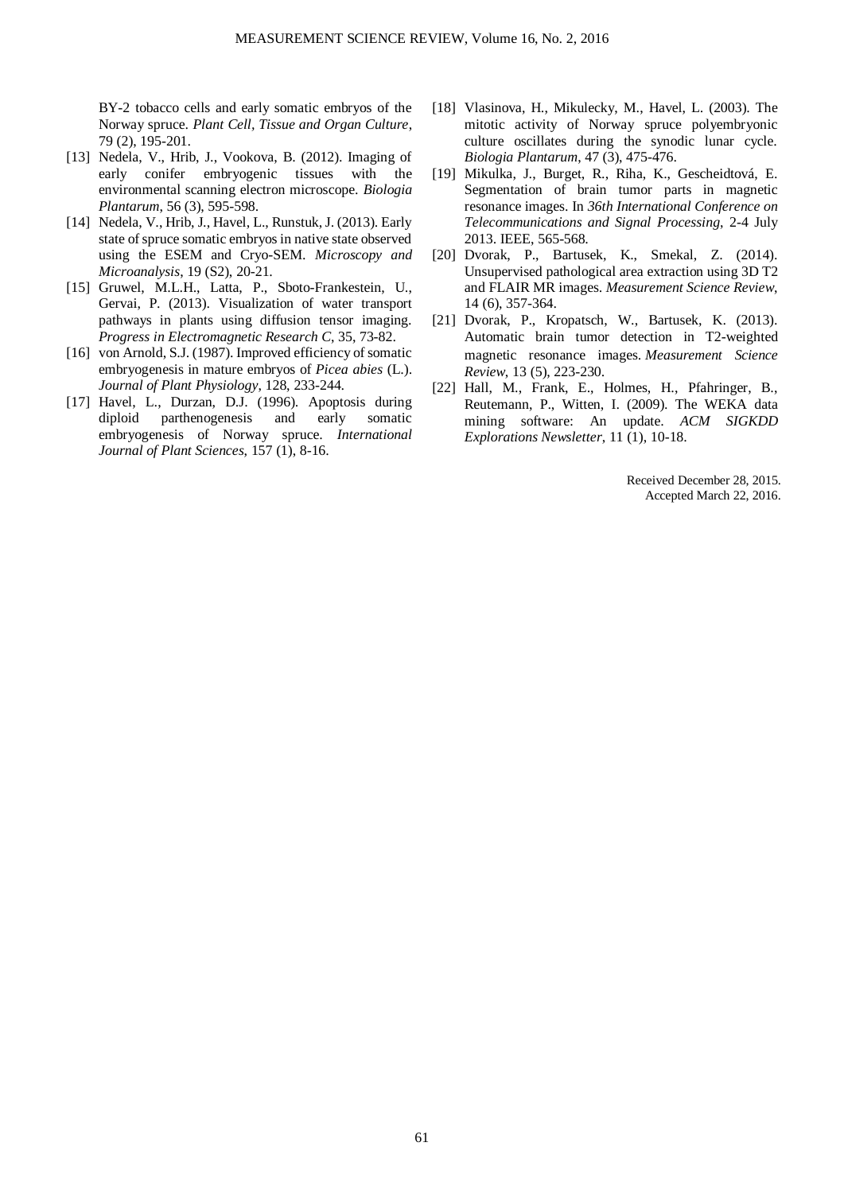BY-2 tobacco cells and early somatic embryos of the Norway spruce. *Plant Cell, Tissue and Organ Culture*, 79 (2), 195-201.

[13] Nedela, V., Hrib, J., Vookova, B. (2012). Imaging of early conifer embryogenic tissues with the environmental scanning electron microscope. *Biologia Plantarum*, 56 (3), 595-598.

[14] Nedela, V., Hrib, J., Havel, L., Runstuk, J. (2013). Early state of spruce somatic embryos in native state observed using the ESEM and Cryo-SEM. *Microscopy and Microanalysis*, 19 (S2), 20-21.

[15] Gruwel, M.L.H., Latta, P., Sboto-Frankestein, U., Gervai, P. (2013). Visualization of water transport pathways in plants using diffusion tensor imaging. *Progress in Electromagnetic Research C*, 35, 73-82.

[16] von Arnold, S.J. (1987). Improved efficiency of somatic embryogenesis in mature embryos of *Picea abies* (L.). *Journal of Plant Physiology*, 128, 233-244.

[17] Havel, L., Durzan, D.J. (1996). Apoptosis during diploid parthenogenesis and early somatic embryogenesis of Norway spruce. *International Journal of Plant Sciences*, 157 (1), 8-16.

[18] Vlasinova, H., Mikulecky, M., Havel, L. (2003). The mitotic activity of Norway spruce polyembryonic culture oscillates during the synodic lunar cycle. *Biologia Plantarum*, 47 (3), 475-476.

[19] Mikulka, J., Burget, R., Riha, K., Gescheidtová, E. Segmentation of brain tumor parts in magnetic resonance images. In *36th International Conference on Telecommunications and Signal Processing*, 2-4 July 2013. IEEE, 565-568.

[20] Dvorak, P., Bartusek, K., Smekal, Z. (2014). Unsupervised pathological area extraction using 3D T2 and FLAIR MR images. *Measurement Science Review*, 14 (6), 357-364.

[21] Dvorak, P., Kropatsch, W., Bartusek, K. (2013). Automatic brain tumor detection in T2-weighted magnetic resonance images. *Measurement Science Review*, 13 (5), 223-230.

[22] Hall, M., Frank, E., Holmes, H., Pfahringer, B., Reutemann, P., Witten, I. (2009). The WEKA data mining software: An update. *ACM SIGKDD Explorations Newsletter*, 11 (1), 10-18.

Received December 28, 2015.
Accepted March 22, 2016.